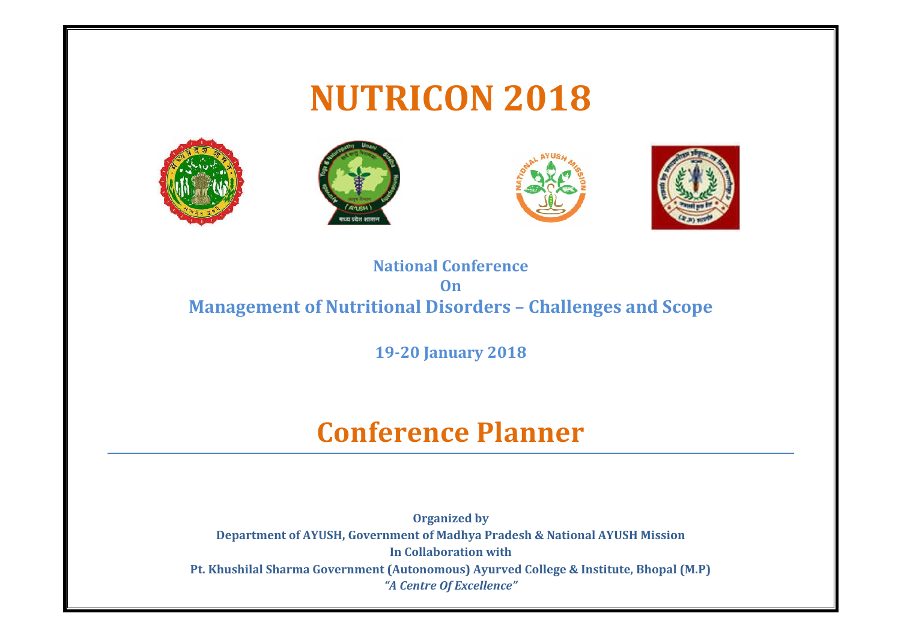# NUTRICON 2018

**National Conference**

**On**

**Management of Nutritional Disorders – Challenges and Scope**

**19-20 January 2018**

## Conference Planner

---

**Organized by**

**Department of AYUSH, Government of Madhya Pradesh & National AYUSH Mission**

**In Collaboration with**

**Pt. Khushilal Sharma Government (Autonomous) Ayurved College & Institute, Bhopal (M.P)**

***"A Centre Of Excellence"***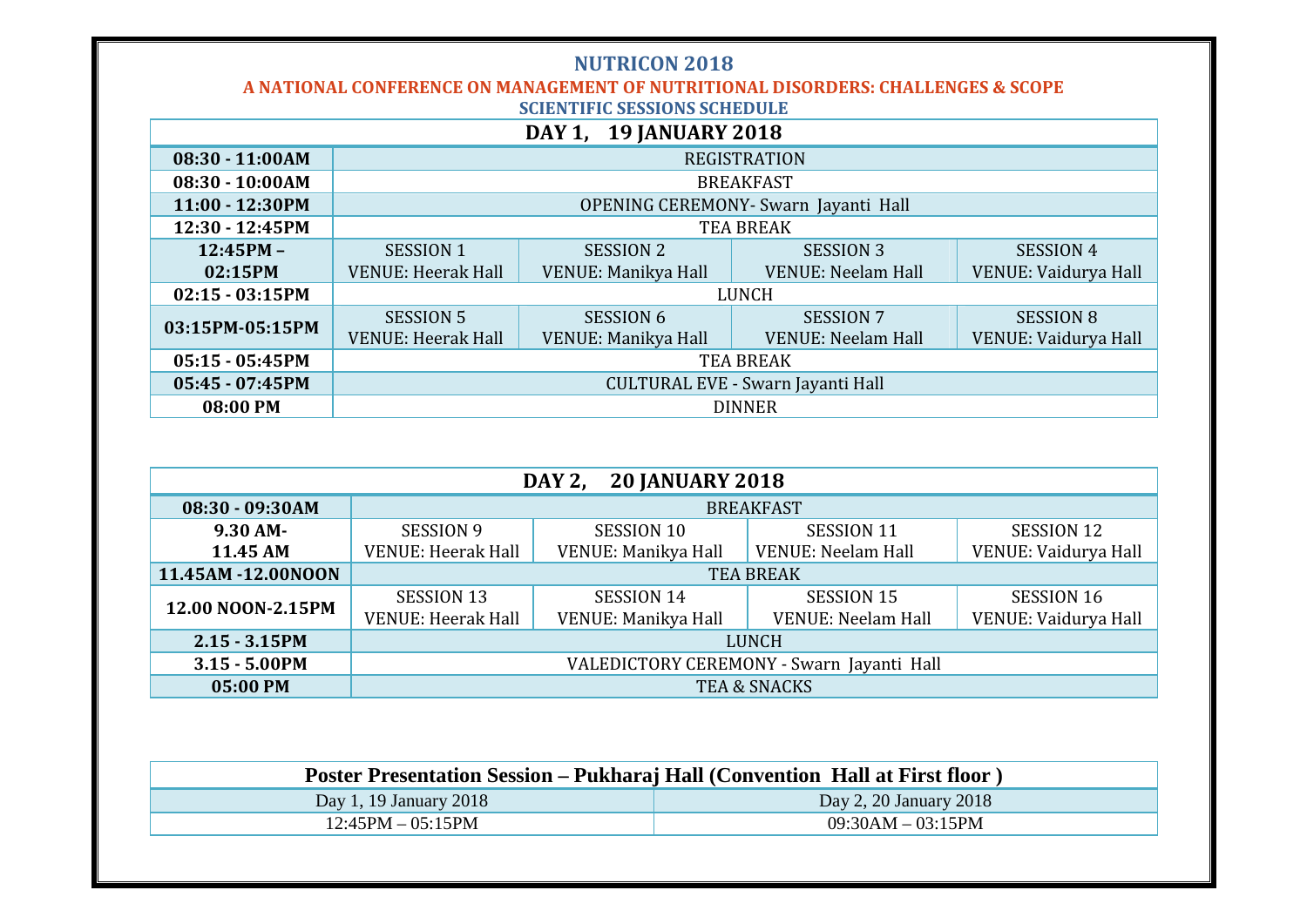# NUTRICON 2018

## A NATIONAL CONFERENCE ON MANAGEMENT OF NUTRITIONAL DISORDERS: CHALLENGES & SCOPE

### SCIENTIFIC SESSIONS SCHEDULE

| DAY 1, 19 JANUARY 2018 | | | | |
|---|---|---|---|---|
| 08:30 - 11:00AM | REGISTRATION | | | |
| 08:30 - 10:00AM | BREAKFAST | | | |
| 11:00 - 12:30PM | OPENING CEREMONY- Swarn Jayanti Hall | | | |
| 12:30 - 12:45PM | TEA BREAK | | | |
| 12:45PM – 02:15PM | SESSION 1 VENUE: Heerak Hall | SESSION 2 VENUE: Manikya Hall | SESSION 3 VENUE: Neelam Hall | SESSION 4 VENUE: Vaidurya Hall |
| 02:15 - 03:15PM | LUNCH | | | |
| 03:15PM-05:15PM | SESSION 5 VENUE: Heerak Hall | SESSION 6 VENUE: Manikya Hall | SESSION 7 VENUE: Neelam Hall | SESSION 8 VENUE: Vaidurya Hall |
| 05:15 - 05:45PM | TEA BREAK | | | |
| 05:45 - 07:45PM | CULTURAL EVE - Swarn Jayanti Hall | | | |
| 08:00 PM | DINNER | | | |

| DAY 2, 20 JANUARY 2018 | | | | |
|---|---|---|---|---|
| 08:30 - 09:30AM | BREAKFAST | | | |
| 9.30 AM- 11.45 AM | SESSION 9 VENUE: Heerak Hall | SESSION 10 VENUE: Manikya Hall | SESSION 11 VENUE: Neelam Hall | SESSION 12 VENUE: Vaidurya Hall |
| 11.45AM -12.00NOON | TEA BREAK | | | |
| 12.00 NOON-2.15PM | SESSION 13 VENUE: Heerak Hall | SESSION 14 VENUE: Manikya Hall | SESSION 15 VENUE: Neelam Hall | SESSION 16 VENUE: Vaidurya Hall |
| 2.15 - 3.15PM | LUNCH | | | |
| 3.15 - 5.00PM | VALEDICTORY CEREMONY - Swarn Jayanti Hall | | | |
| 05:00 PM | TEA & SNACKS | | | |

| Poster Presentation Session – Pukharaj Hall (Convention Hall at First floor ) | |
|---|---|
| Day 1, 19 January 2018 | Day 2, 20 January 2018 |
| 12:45PM – 05:15PM | 09:30AM – 03:15PM |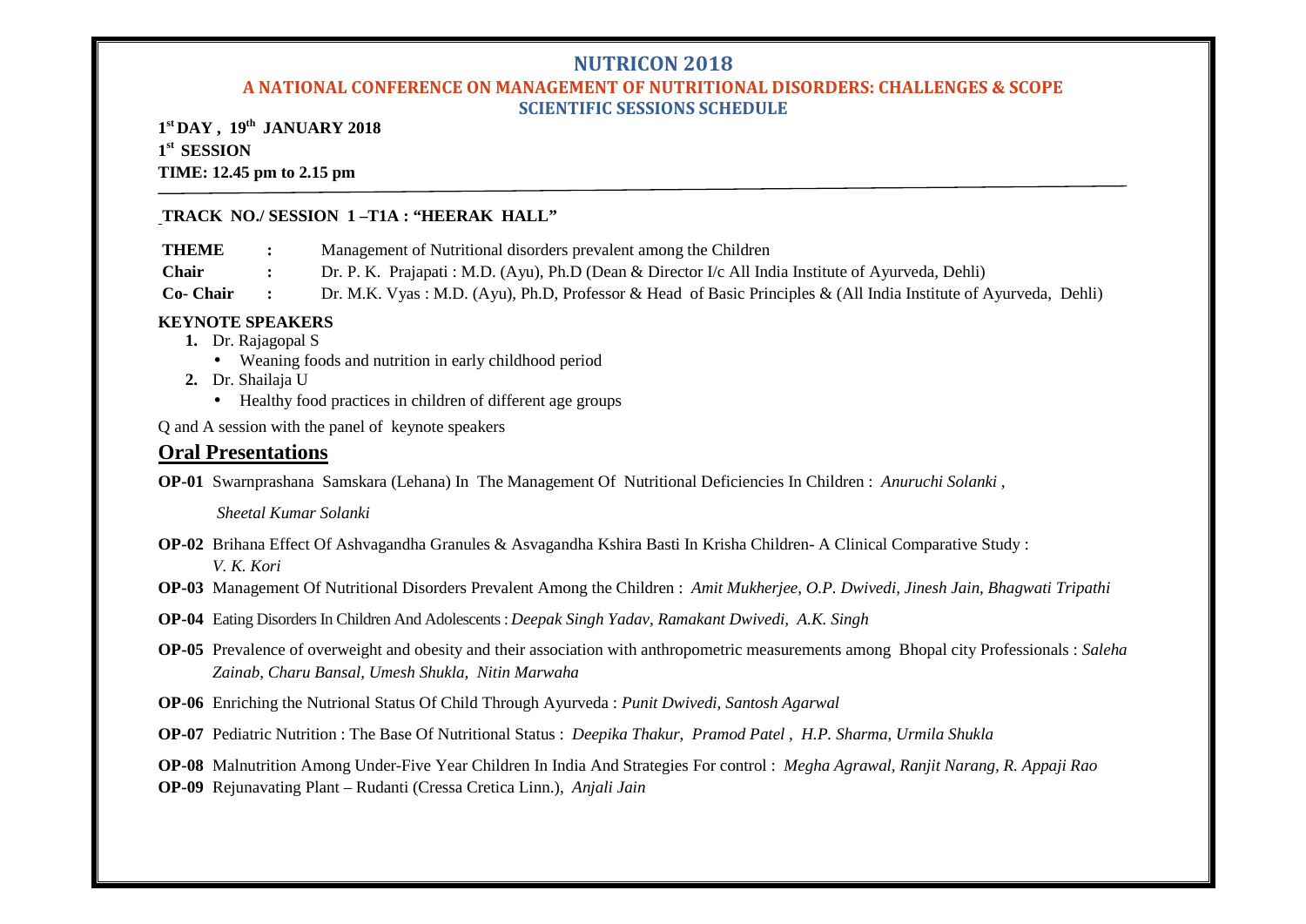# NUTRICON 2018

## A NATIONAL CONFERENCE ON MANAGEMENT OF NUTRITIONAL DISORDERS: CHALLENGES & SCOPE

### SCIENTIFIC SESSIONS SCHEDULE

**1st DAY , 19th JANUARY 2018**

**1st SESSION**

**TIME: 12.45 pm to 2.15 pm**

---

**TRACK NO./ SESSION 1 –T1A : "HEERAK HALL"**

| | | |
|---|---|---|
| **THEME** | **:** | Management of Nutritional disorders prevalent among the Children |
| **Chair** | **:** | Dr. P. K. Prajapati : M.D. (Ayu), Ph.D (Dean & Director I/c All India Institute of Ayurveda, Dehli) |
| **Co- Chair** | **:** | Dr. M.K. Vyas : M.D. (Ayu), Ph.D, Professor & Head of Basic Principles & (All India Institute of Ayurveda, Dehli) |

**KEYNOTE SPEAKERS**

1. Dr. Rajagopal S
   - Weaning foods and nutrition in early childhood period
2. Dr. Shailaja U
   - Healthy food practices in children of different age groups

Q and A session with the panel of keynote speakers

## Oral Presentations

**OP-01** Swarnprashana Samskara (Lehana) In The Management Of Nutritional Deficiencies In Children : *Anuruchi Solanki , Sheetal Kumar Solanki*

**OP-02** Brihana Effect Of Ashvagandha Granules & Asvagandha Kshira Basti In Krisha Children- A Clinical Comparative Study : *V. K. Kori*

**OP-03** Management Of Nutritional Disorders Prevalent Among the Children : *Amit Mukherjee, O.P. Dwivedi, Jinesh Jain, Bhagwati Tripathi*

**OP-04** Eating Disorders In Children And Adolescents : *Deepak Singh Yadav, Ramakant Dwivedi, A.K. Singh*

**OP-05** Prevalence of overweight and obesity and their association with anthropometric measurements among Bhopal city Professionals : *Saleha Zainab, Charu Bansal, Umesh Shukla, Nitin Marwaha*

**OP-06** Enriching the Nutrional Status Of Child Through Ayurveda : *Punit Dwivedi, Santosh Agarwal*

**OP-07** Pediatric Nutrition : The Base Of Nutritional Status : *Deepika Thakur, Pramod Patel , H.P. Sharma, Urmila Shukla*

**OP-08** Malnutrition Among Under-Five Year Children In India And Strategies For control : *Megha Agrawal, Ranjit Narang, R. Appaji Rao*

**OP-09** Rejunavating Plant – Rudanti (Cressa Cretica Linn.), *Anjali Jain*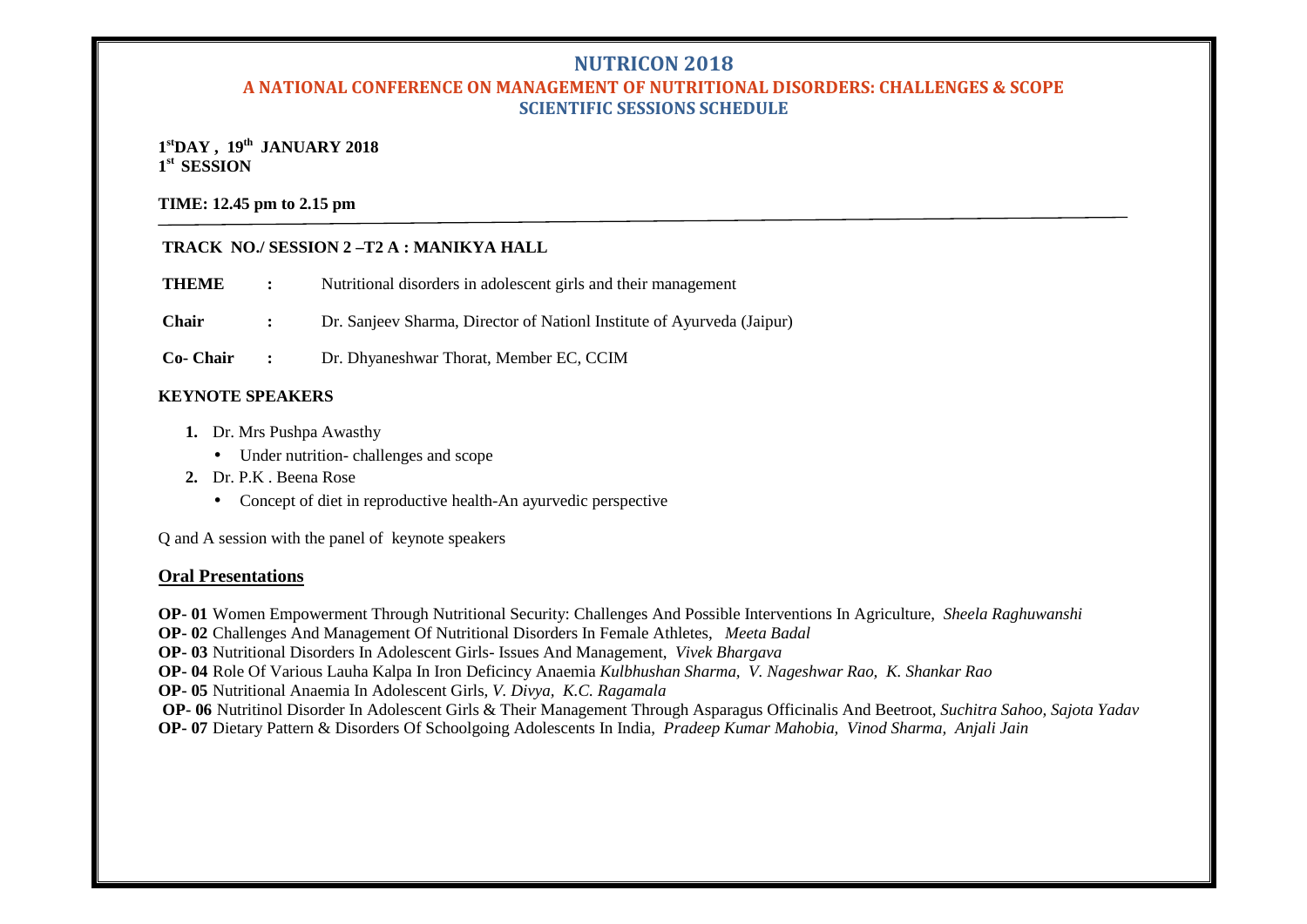# NUTRICON 2018

## A NATIONAL CONFERENCE ON MANAGEMENT OF NUTRITIONAL DISORDERS: CHALLENGES & SCOPE

## SCIENTIFIC SESSIONS SCHEDULE

**1st DAY , 19th JANUARY 2018**
**1st SESSION**

**TIME: 12.45 pm to 2.15 pm**

**TRACK NO./ SESSION 2 –T2 A : MANIKYA HALL**

**THEME** : Nutritional disorders in adolescent girls and their management

**Chair** : Dr. Sanjeev Sharma, Director of Nationl Institute of Ayurveda (Jaipur)

**Co- Chair** : Dr. Dhyaneshwar Thorat, Member EC, CCIM

**KEYNOTE SPEAKERS**

1. Dr. Mrs Pushpa Awasthy
   - Under nutrition- challenges and scope
2. Dr. P.K . Beena Rose
   - Concept of diet in reproductive health-An ayurvedic perspective

Q and A session with the panel of keynote speakers

**Oral Presentations**

**OP- 01** Women Empowerment Through Nutritional Security: Challenges And Possible Interventions In Agriculture, *Sheela Raghuwanshi*
**OP- 02** Challenges And Management Of Nutritional Disorders In Female Athletes, *Meeta Badal*
**OP- 03** Nutritional Disorders In Adolescent Girls- Issues And Management, *Vivek Bhargava*
**OP- 04** Role Of Various Lauha Kalpa In Iron Deficincy Anaemia *Kulbhushan Sharma, V. Nageshwar Rao, K. Shankar Rao*
**OP- 05** Nutritional Anaemia In Adolescent Girls, *V. Divya, K.C. Ragamala*
**OP- 06** Nutritinol Disorder In Adolescent Girls & Their Management Through Asparagus Officinalis And Beetroot, *Suchitra Sahoo, Sajota Yadav*
**OP- 07** Dietary Pattern & Disorders Of Schoolgoing Adolescents In India, *Pradeep Kumar Mahobia, Vinod Sharma, Anjali Jain*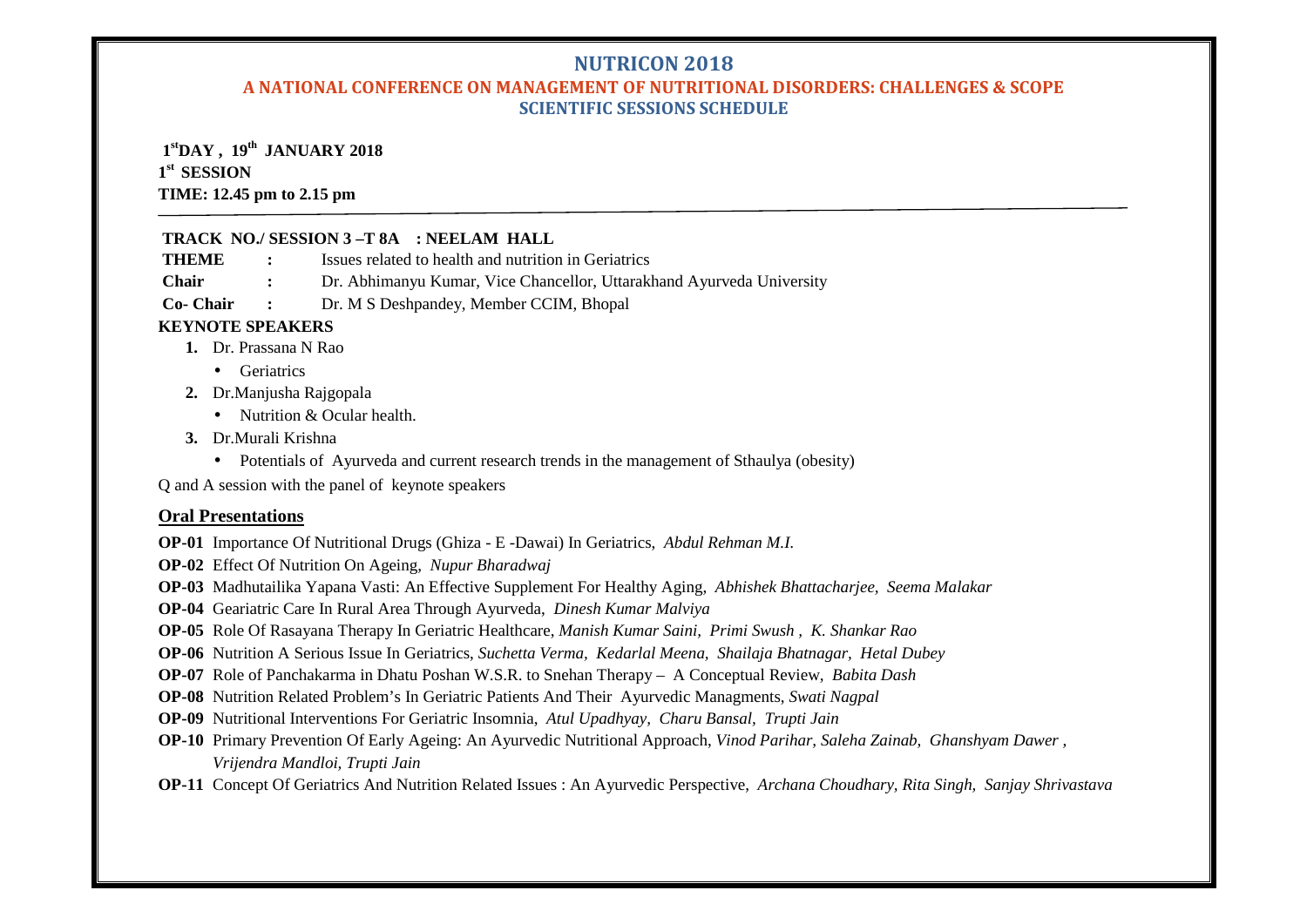# NUTRICON 2018

## A NATIONAL CONFERENCE ON MANAGEMENT OF NUTRITIONAL DISORDERS: CHALLENGES & SCOPE

### SCIENTIFIC SESSIONS SCHEDULE

**1st DAY , 19th JANUARY 2018**
**1st SESSION**
**TIME: 12.45 pm to 2.15 pm**

---

**TRACK NO./ SESSION 3 –T 8A : NEELAM HALL**

**THEME** : Issues related to health and nutrition in Geriatrics

**Chair** : Dr. Abhimanyu Kumar, Vice Chancellor, Uttarakhand Ayurveda University

**Co- Chair** : Dr. M S Deshpandey, Member CCIM, Bhopal

**KEYNOTE SPEAKERS**

1. Dr. Prassana N Rao
   - Geriatrics
2. Dr.Manjusha Rajgopala
   - Nutrition & Ocular health.
3. Dr.Murali Krishna
   - Potentials of Ayurveda and current research trends in the management of Sthaulya (obesity)

Q and A session with the panel of keynote speakers

**Oral Presentations**

**OP-01** Importance Of Nutritional Drugs (Ghiza - E -Dawai) In Geriatrics, *Abdul Rehman M.I.*

**OP-02** Effect Of Nutrition On Ageing, *Nupur Bharadwaj*

**OP-03** Madhutailika Yapana Vasti: An Effective Supplement For Healthy Aging, *Abhishek Bhattacharjee, Seema Malakar*

**OP-04** Geariatric Care In Rural Area Through Ayurveda, *Dinesh Kumar Malviya*

**OP-05** Role Of Rasayana Therapy In Geriatric Healthcare, *Manish Kumar Saini, Primi Swush , K. Shankar Rao*

**OP-06** Nutrition A Serious Issue In Geriatrics, *Suchetta Verma, Kedarlal Meena, Shailaja Bhatnagar, Hetal Dubey*

**OP-07** Role of Panchakarma in Dhatu Poshan W.S.R. to Snehan Therapy – A Conceptual Review, *Babita Dash*

**OP-08** Nutrition Related Problem's In Geriatric Patients And Their Ayurvedic Managments, *Swati Nagpal*

**OP-09** Nutritional Interventions For Geriatric Insomnia, *Atul Upadhyay, Charu Bansal, Trupti Jain*

**OP-10** Primary Prevention Of Early Ageing: An Ayurvedic Nutritional Approach, *Vinod Parihar, Saleha Zainab, Ghanshyam Dawer , Vrijendra Mandloi, Trupti Jain*

**OP-11** Concept Of Geriatrics And Nutrition Related Issues : An Ayurvedic Perspective, *Archana Choudhary, Rita Singh, Sanjay Shrivastava*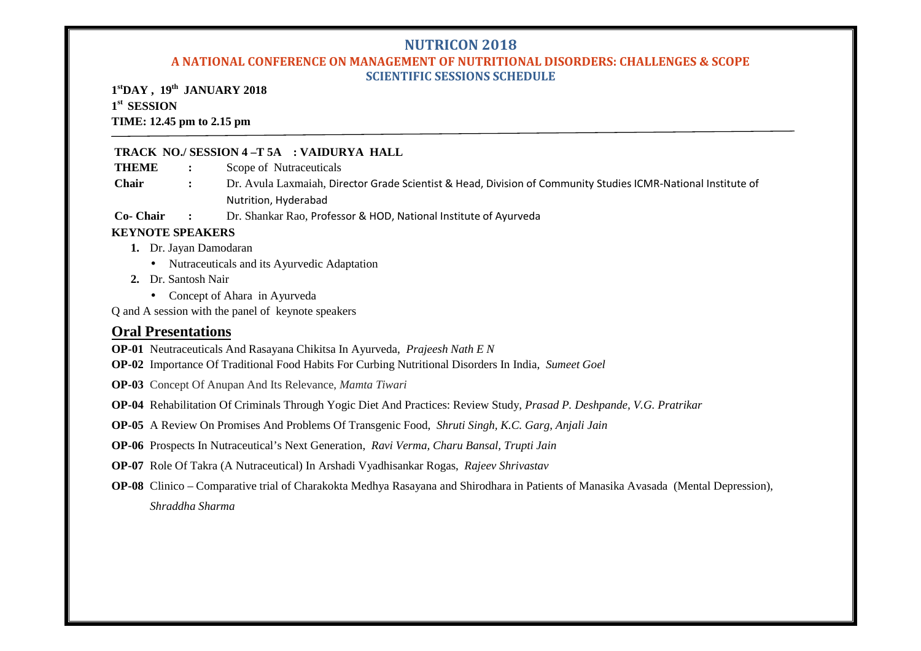# NUTRICON 2018

## A NATIONAL CONFERENCE ON MANAGEMENT OF NUTRITIONAL DISORDERS: CHALLENGES & SCOPE

### SCIENTIFIC SESSIONS SCHEDULE

**1st DAY , 19th JANUARY 2018**

**1st SESSION**

**TIME: 12.45 pm to 2.15 pm**

---

**TRACK NO./ SESSION 4 –T 5A : VAIDURYA HALL**

**THEME** : Scope of Nutraceuticals

**Chair** : Dr. Avula Laxmaiah, Director Grade Scientist & Head, Division of Community Studies ICMR-National Institute of Nutrition, Hyderabad

**Co- Chair** : Dr. Shankar Rao, Professor & HOD, National Institute of Ayurveda

**KEYNOTE SPEAKERS**

1. Dr. Jayan Damodaran
   - Nutraceuticals and its Ayurvedic Adaptation
2. Dr. Santosh Nair
   - Concept of Ahara in Ayurveda

Q and A session with the panel of keynote speakers

## Oral Presentations

**OP-01** Neutraceuticals And Rasayana Chikitsa In Ayurveda, *Prajeesh Nath E N*

**OP-02** Importance Of Traditional Food Habits For Curbing Nutritional Disorders In India, *Sumeet Goel*

**OP-03** Concept Of Anupan And Its Relevance, *Mamta Tiwari*

**OP-04** Rehabilitation Of Criminals Through Yogic Diet And Practices: Review Study, *Prasad P. Deshpande, V.G. Pratrikar*

**OP-05** A Review On Promises And Problems Of Transgenic Food, *Shruti Singh, K.C. Garg, Anjali Jain*

**OP-06** Prospects In Nutraceutical's Next Generation, *Ravi Verma, Charu Bansal, Trupti Jain*

**OP-07** Role Of Takra (A Nutraceutical) In Arshadi Vyadhisankar Rogas, *Rajeev Shrivastav*

**OP-08** Clinico – Comparative trial of Charakokta Medhya Rasayana and Shirodhara in Patients of Manasika Avasada (Mental Depression), *Shraddha Sharma*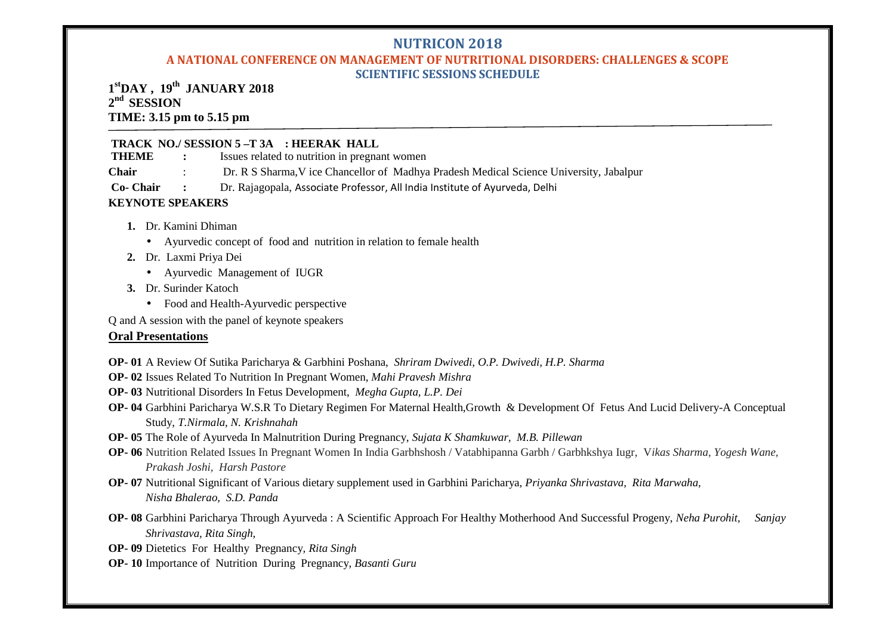# NUTRICON 2018

## A NATIONAL CONFERENCE ON MANAGEMENT OF NUTRITIONAL DISORDERS: CHALLENGES & SCOPE

### SCIENTIFIC SESSIONS SCHEDULE

**1st DAY , 19th JANUARY 2018**
**2nd SESSION**
**TIME: 3.15 pm to 5.15 pm**

---

**TRACK NO./ SESSION 5 –T 3A : HEERAK HALL**

**THEME :** Issues related to nutrition in pregnant women

**Chair :** Dr. R S Sharma,V ice Chancellor of Madhya Pradesh Medical Science University, Jabalpur

**Co- Chair :** Dr. Rajagopala, Associate Professor, All India Institute of Ayurveda, Delhi

**KEYNOTE SPEAKERS**

1. Dr. Kamini Dhiman
   - Ayurvedic concept of food and nutrition in relation to female health
2. Dr. Laxmi Priya Dei
   - Ayurvedic Management of IUGR
3. Dr. Surinder Katoch
   - Food and Health-Ayurvedic perspective

Q and A session with the panel of keynote speakers

**Oral Presentations**

**OP- 01** A Review Of Sutika Paricharya & Garbhini Poshana, *Shriram Dwivedi, O.P. Dwivedi, H.P. Sharma*

**OP- 02** Issues Related To Nutrition In Pregnant Women, *Mahi Pravesh Mishra*

**OP- 03** Nutritional Disorders In Fetus Development, *Megha Gupta, L.P. Dei*

**OP- 04** Garbhini Paricharya W.S.R To Dietary Regimen For Maternal Health,Growth & Development Of Fetus And Lucid Delivery-A Conceptual Study, *T.Nirmala, N. Krishnahah*

**OP- 05** The Role of Ayurveda In Malnutrition During Pregnancy, *Sujata K Shamkuwar, M.B. Pillewan*

**OP- 06** Nutrition Related Issues In Pregnant Women In India Garbhshosh / Vatabhipanna Garbh / Garbhkshya Iugr, *Vikas Sharma, Yogesh Wane, Prakash Joshi, Harsh Pastore*

**OP- 07** Nutritional Significant of Various dietary supplement used in Garbhini Paricharya, *Priyanka Shrivastava, Rita Marwaha, Nisha Bhalerao, S.D. Panda*

**OP- 08** Garbhini Paricharya Through Ayurveda : A Scientific Approach For Healthy Motherhood And Successful Progeny, *Neha Purohit, Sanjay Shrivastava, Rita Singh,*

**OP- 09** Dietetics For Healthy Pregnancy, *Rita Singh*

**OP- 10** Importance of Nutrition During Pregnancy, *Basanti Guru*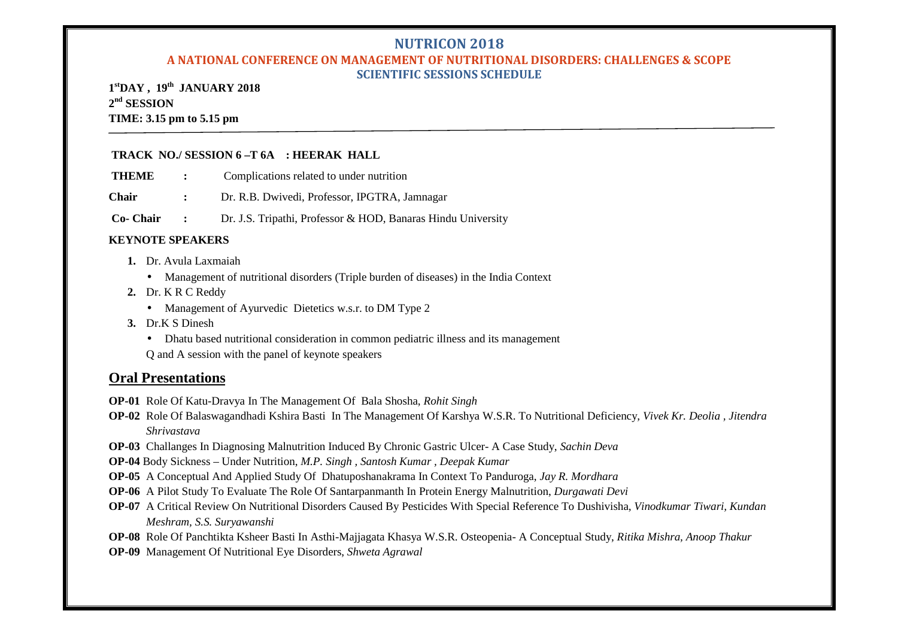# NUTRICON 2018

## A NATIONAL CONFERENCE ON MANAGEMENT OF NUTRITIONAL DISORDERS: CHALLENGES & SCOPE

### SCIENTIFIC SESSIONS SCHEDULE

**1st DAY , 19th JANUARY 2018**
**2nd SESSION**
**TIME: 3.15 pm to 5.15 pm**

---

**TRACK NO./ SESSION 6 –T 6A : HEERAK HALL**

**THEME** : Complications related to under nutrition

**Chair** : Dr. R.B. Dwivedi, Professor, IPGTRA, Jamnagar

**Co- Chair** : Dr. J.S. Tripathi, Professor & HOD, Banaras Hindu University

**KEYNOTE SPEAKERS**

1. Dr. Avula Laxmaiah
   - Management of nutritional disorders (Triple burden of diseases) in the India Context
2. Dr. K R C Reddy
   - Management of Ayurvedic Dietetics w.s.r. to DM Type 2
3. Dr.K S Dinesh
   - Dhatu based nutritional consideration in common pediatric illness and its management

   Q and A session with the panel of keynote speakers

## Oral Presentations

**OP-01** Role Of Katu-Dravya In The Management Of Bala Shosha, *Rohit Singh*

**OP-02** Role Of Balaswagandhadi Kshira Basti In The Management Of Karshya W.S.R. To Nutritional Deficiency, *Vivek Kr. Deolia , Jitendra Shrivastava*

**OP-03** Challanges In Diagnosing Malnutrition Induced By Chronic Gastric Ulcer- A Case Study, *Sachin Deva*

**OP-04** Body Sickness – Under Nutrition, *M.P. Singh , Santosh Kumar , Deepak Kumar*

**OP-05** A Conceptual And Applied Study Of Dhatuposhanakrama In Context To Panduroga, *Jay R. Mordhara*

**OP-06** A Pilot Study To Evaluate The Role Of Santarpanmanth In Protein Energy Malnutrition, *Durgawati Devi*

**OP-07** A Critical Review On Nutritional Disorders Caused By Pesticides With Special Reference To Dushivisha, *Vinodkumar Tiwari, Kundan Meshram, S.S. Suryawanshi*

**OP-08** Role Of Panchtikta Ksheer Basti In Asthi-Majjagata Khasya W.S.R. Osteopenia- A Conceptual Study, *Ritika Mishra, Anoop Thakur*

**OP-09** Management Of Nutritional Eye Disorders, *Shweta Agrawal*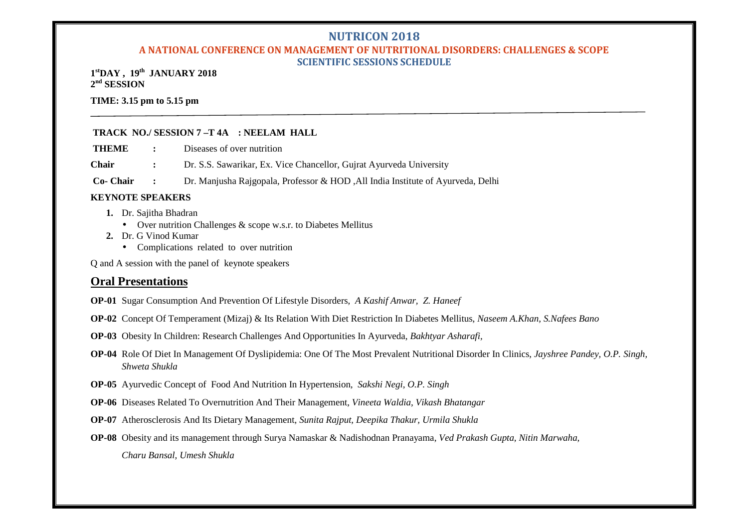# NUTRICON 2018

## A NATIONAL CONFERENCE ON MANAGEMENT OF NUTRITIONAL DISORDERS: CHALLENGES & SCOPE

### SCIENTIFIC SESSIONS SCHEDULE

**1st DAY , 19th JANUARY 2018**
**2nd SESSION**

**TIME: 3.15 pm to 5.15 pm**

---

**TRACK NO./ SESSION 7 –T 4A : NEELAM HALL**

**THEME** : Diseases of over nutrition

**Chair** : Dr. S.S. Sawarikar, Ex. Vice Chancellor, Gujrat Ayurveda University

**Co- Chair** : Dr. Manjusha Rajgopala, Professor & HOD ,All India Institute of Ayurveda, Delhi

**KEYNOTE SPEAKERS**

1. Dr. Sajitha Bhadran
   - Over nutrition Challenges & scope w.s.r. to Diabetes Mellitus
2. Dr. G Vinod Kumar
   - Complications related to over nutrition

Q and A session with the panel of keynote speakers

## Oral Presentations

**OP-01** Sugar Consumption And Prevention Of Lifestyle Disorders, *A Kashif Anwar, Z. Haneef*

**OP-02** Concept Of Temperament (Mizaj) & Its Relation With Diet Restriction In Diabetes Mellitus, *Naseem A.Khan, S.Nafees Bano*

**OP-03** Obesity In Children: Research Challenges And Opportunities In Ayurveda, *Bakhtyar Asharafi,*

**OP-04** Role Of Diet In Management Of Dyslipidemia: One Of The Most Prevalent Nutritional Disorder In Clinics, *Jayshree Pandey, O.P. Singh, Shweta Shukla*

**OP-05** Ayurvedic Concept of Food And Nutrition In Hypertension, *Sakshi Negi, O.P. Singh*

**OP-06** Diseases Related To Overnutrition And Their Management, *Vineeta Waldia, Vikash Bhatangar*

**OP-07** Atherosclerosis And Its Dietary Management, *Sunita Rajput, Deepika Thakur, Urmila Shukla*

**OP-08** Obesity and its management through Surya Namaskar & Nadishodnan Pranayama, *Ved Prakash Gupta, Nitin Marwaha, Charu Bansal, Umesh Shukla*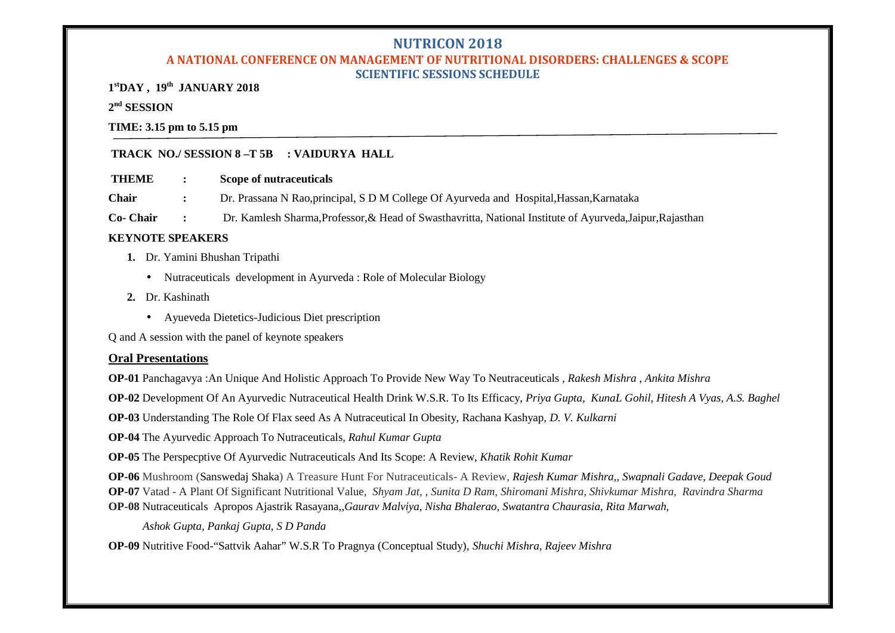# NUTRICON 2018

## A NATIONAL CONFERENCE ON MANAGEMENT OF NUTRITIONAL DISORDERS: CHALLENGES & SCOPE

### SCIENTIFIC SESSIONS SCHEDULE

**1st DAY , 19th JANUARY 2018**

**2nd SESSION**

**TIME: 3.15 pm to 5.15 pm**

**TRACK NO./ SESSION 8 –T 5B : VAIDURYA HALL**

**THEME** : **Scope of nutraceuticals**

**Chair** : Dr. Prassana N Rao,principal, S D M College Of Ayurveda and Hospital,Hassan,Karnataka

**Co- Chair** : Dr. Kamlesh Sharma,Professor,& Head of Swasthavritta, National Institute of Ayurveda,Jaipur,Rajasthan

**KEYNOTE SPEAKERS**

1. Dr. Yamini Bhushan Tripathi
   - Nutraceuticals development in Ayurveda : Role of Molecular Biology
2. Dr. Kashinath
   - Ayueveda Dietetics-Judicious Diet prescription

Q and A session with the panel of keynote speakers

**Oral Presentations**

**OP-01** Panchagavya :An Unique And Holistic Approach To Provide New Way To Neutraceuticals , *Rakesh Mishra , Ankita Mishra*

**OP-02** Development Of An Ayurvedic Nutraceutical Health Drink W.S.R. To Its Efficacy, *Priya Gupta, KunaL Gohil, Hitesh A Vyas, A.S. Baghel*

**OP-03** Understanding The Role Of Flax seed As A Nutraceutical In Obesity, Rachana Kashyap, *D. V. Kulkarni*

**OP-04** The Ayurvedic Approach To Nutraceuticals, *Rahul Kumar Gupta*

**OP-05** The Perspecptive Of Ayurvedic Nutraceuticals And Its Scope: A Review, *Khatik Rohit Kumar*

**OP-06** Mushroom (Sanswedaj Shaka) A Treasure Hunt For Nutraceuticals- A Review, *Rajesh Kumar Mishra,, Swapnali Gadave, Deepak Goud*

**OP-07** Vatad - A Plant Of Significant Nutritional Value, *Shyam Jat, , Sunita D Ram, Shiromani Mishra, Shivkumar Mishra, Ravindra Sharma*

**OP-08** Nutraceuticals Apropos Ajastrik Rasayana,*,Gaurav Malviya, Nisha Bhalerao, Swatantra Chaurasia, Rita Marwah, Ashok Gupta, Pankaj Gupta, S D Panda*

**OP-09** Nutritive Food-"Sattvik Aahar" W.S.R To Pragnya (Conceptual Study), *Shuchi Mishra, Rajeev Mishra*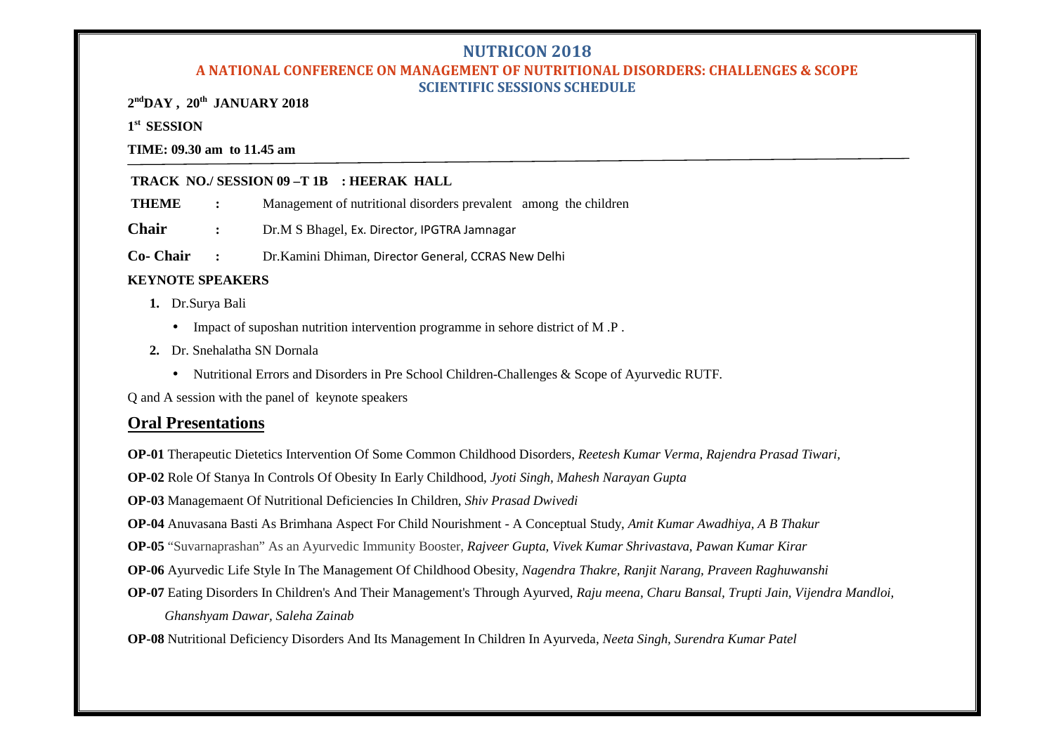# NUTRICON 2018

## A NATIONAL CONFERENCE ON MANAGEMENT OF NUTRITIONAL DISORDERS: CHALLENGES & SCOPE

### SCIENTIFIC SESSIONS SCHEDULE

**2nd DAY , 20th JANUARY 2018**

**1st SESSION**

**TIME: 09.30 am to 11.45 am**

**TRACK NO./ SESSION 09 –T 1B : HEERAK HALL**

**THEME** : Management of nutritional disorders prevalent among the children

**Chair** : Dr.M S Bhagel, Ex. Director, IPGTRA Jamnagar

**Co- Chair** : Dr.Kamini Dhiman, Director General, CCRAS New Delhi

**KEYNOTE SPEAKERS**

1. Dr.Surya Bali
   - Impact of suposhan nutrition intervention programme in sehore district of M .P .
2. Dr. Snehalatha SN Dornala
   - Nutritional Errors and Disorders in Pre School Children-Challenges & Scope of Ayurvedic RUTF.

Q and A session with the panel of keynote speakers

## Oral Presentations

**OP-01** Therapeutic Dietetics Intervention Of Some Common Childhood Disorders, *Reetesh Kumar Verma, Rajendra Prasad Tiwari,*

**OP-02** Role Of Stanya In Controls Of Obesity In Early Childhood, *Jyoti Singh, Mahesh Narayan Gupta*

**OP-03** Managemaent Of Nutritional Deficiencies In Children, *Shiv Prasad Dwivedi*

**OP-04** Anuvasana Basti As Brimhana Aspect For Child Nourishment - A Conceptual Study, *Amit Kumar Awadhiya, A B Thakur*

**OP-05** "Suvarnaprashan" As an Ayurvedic Immunity Booster, *Rajveer Gupta, Vivek Kumar Shrivastava, Pawan Kumar Kirar*

**OP-06** Ayurvedic Life Style In The Management Of Childhood Obesity, *Nagendra Thakre, Ranjit Narang, Praveen Raghuwanshi*

**OP-07** Eating Disorders In Children's And Their Management's Through Ayurved, *Raju meena, Charu Bansal, Trupti Jain, Vijendra Mandloi, Ghanshyam Dawar, Saleha Zainab*

**OP-08** Nutritional Deficiency Disorders And Its Management In Children In Ayurveda, *Neeta Singh, Surendra Kumar Patel*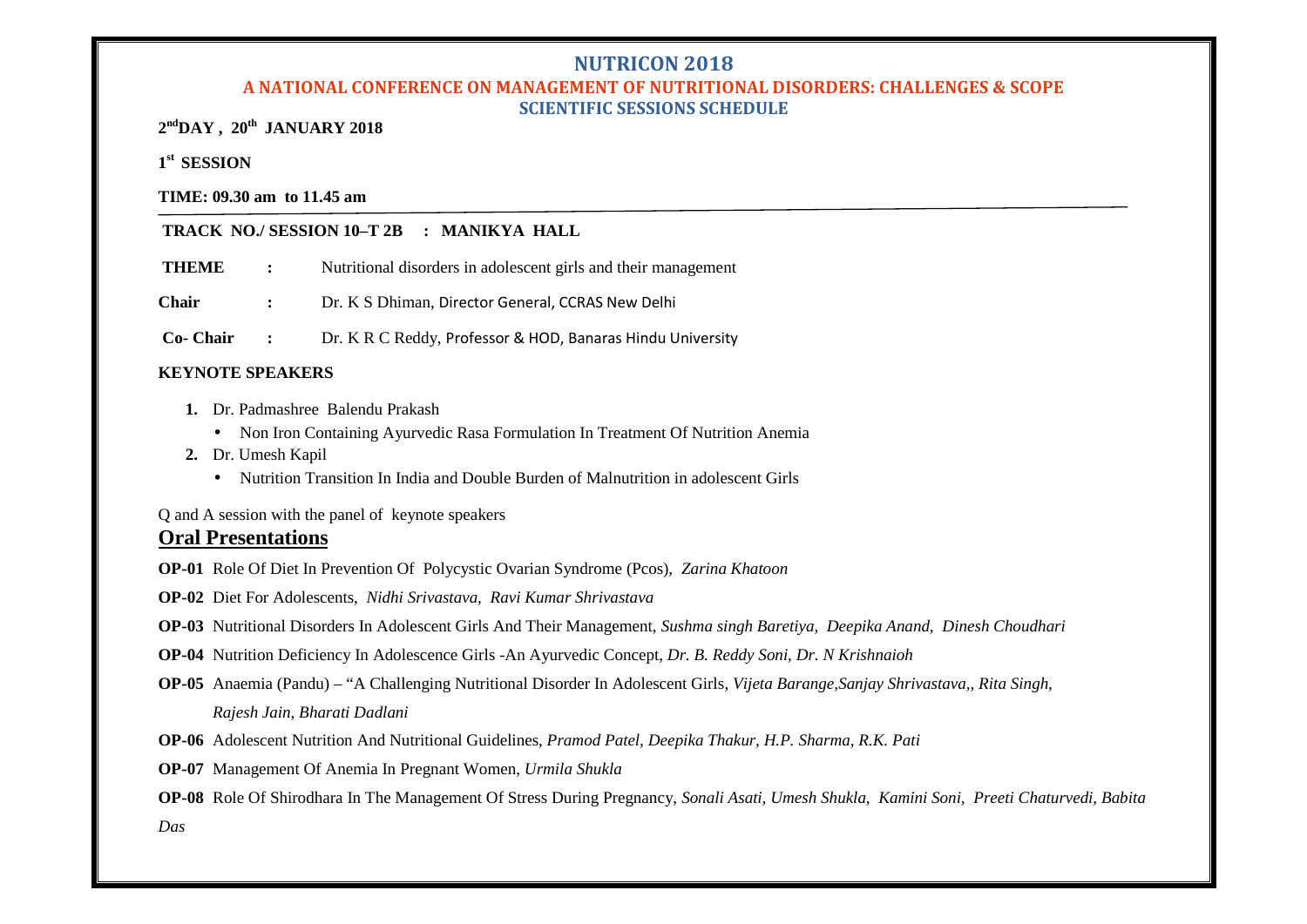# NUTRICON 2018

## A NATIONAL CONFERENCE ON MANAGEMENT OF NUTRITIONAL DISORDERS: CHALLENGES & SCOPE

### SCIENTIFIC SESSIONS SCHEDULE

**2nd DAY , 20th JANUARY 2018**

**1st SESSION**

**TIME: 09.30 am to 11.45 am**

**TRACK NO./ SESSION 10–T 2B : MANIKYA HALL**

**THEME** : Nutritional disorders in adolescent girls and their management

**Chair** : Dr. K S Dhiman, Director General, CCRAS New Delhi

**Co- Chair** : Dr. K R C Reddy, Professor & HOD, Banaras Hindu University

**KEYNOTE SPEAKERS**

1. Dr. Padmashree Balendu Prakash
   - Non Iron Containing Ayurvedic Rasa Formulation In Treatment Of Nutrition Anemia
2. Dr. Umesh Kapil
   - Nutrition Transition In India and Double Burden of Malnutrition in adolescent Girls

Q and A session with the panel of keynote speakers

## Oral Presentations

**OP-01** Role Of Diet In Prevention Of Polycystic Ovarian Syndrome (Pcos), *Zarina Khatoon*

**OP-02** Diet For Adolescents, *Nidhi Srivastava, Ravi Kumar Shrivastava*

**OP-03** Nutritional Disorders In Adolescent Girls And Their Management, *Sushma singh Baretiya, Deepika Anand, Dinesh Choudhari*

**OP-04** Nutrition Deficiency In Adolescence Girls -An Ayurvedic Concept, *Dr. B. Reddy Soni, Dr. N Krishnaioh*

**OP-05** Anaemia (Pandu) – "A Challenging Nutritional Disorder In Adolescent Girls, *Vijeta Barange,Sanjay Shrivastava,, Rita Singh, Rajesh Jain, Bharati Dadlani*

**OP-06** Adolescent Nutrition And Nutritional Guidelines, *Pramod Patel, Deepika Thakur, H.P. Sharma, R.K. Pati*

**OP-07** Management Of Anemia In Pregnant Women, *Urmila Shukla*

**OP-08** Role Of Shirodhara In The Management Of Stress During Pregnancy, *Sonali Asati, Umesh Shukla, Kamini Soni, Preeti Chaturvedi, Babita Das*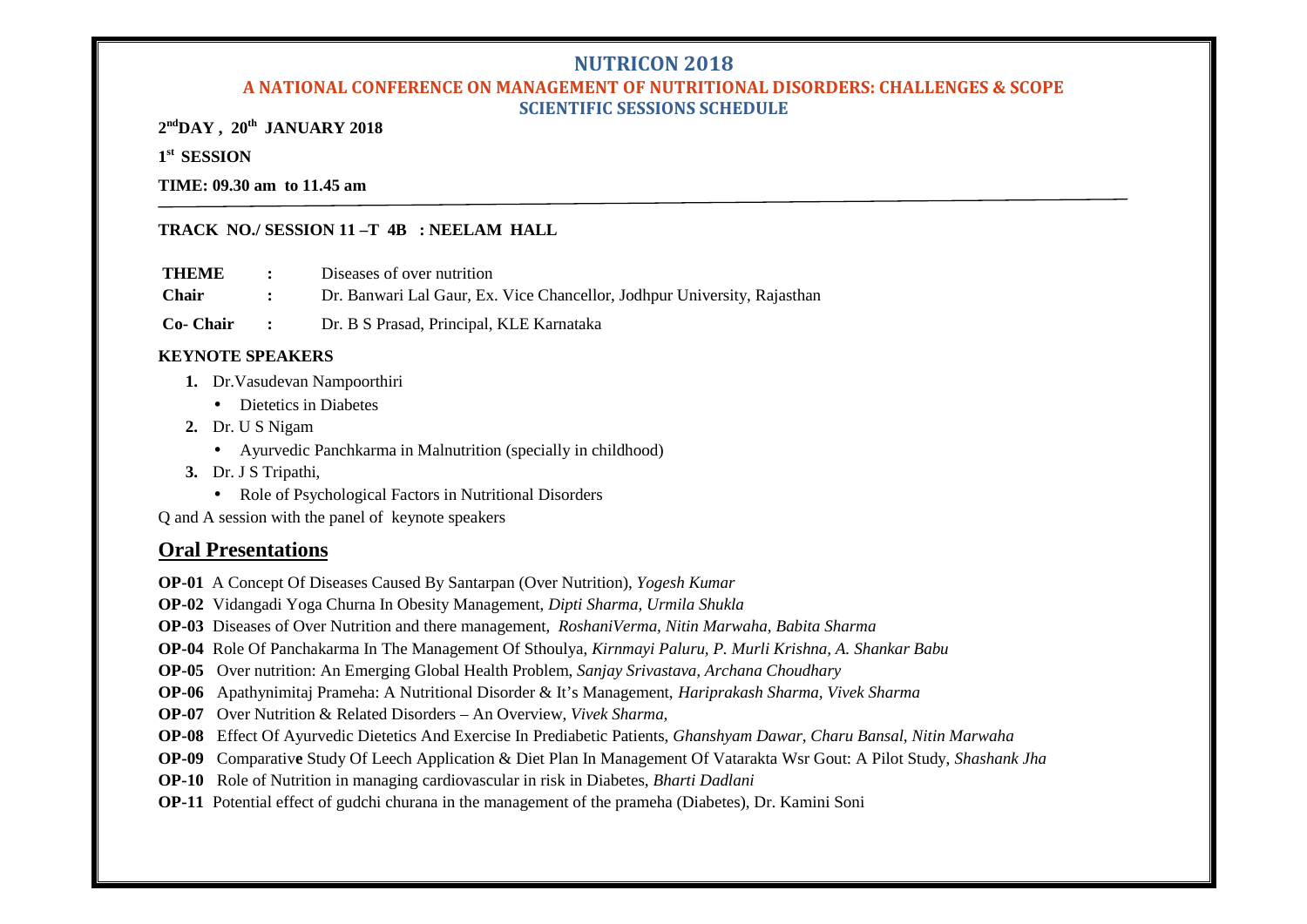# NUTRICON 2018

## A NATIONAL CONFERENCE ON MANAGEMENT OF NUTRITIONAL DISORDERS: CHALLENGES & SCOPE

### SCIENTIFIC SESSIONS SCHEDULE

**2nd DAY , 20th JANUARY 2018**

**1st SESSION**

**TIME: 09.30 am to 11.45 am**

---

**TRACK NO./ SESSION 11 –T 4B : NEELAM HALL**

| | | |
|---|---|---|
| **THEME** | **:** | Diseases of over nutrition |
| **Chair** | **:** | Dr. Banwari Lal Gaur, Ex. Vice Chancellor, Jodhpur University, Rajasthan |
| **Co- Chair** | **:** | Dr. B S Prasad, Principal, KLE Karnataka |

**KEYNOTE SPEAKERS**

1. Dr.Vasudevan Nampoorthiri
   - Dietetics in Diabetes
2. Dr. U S Nigam
   - Ayurvedic Panchkarma in Malnutrition (specially in childhood)
3. Dr. J S Tripathi,
   - Role of Psychological Factors in Nutritional Disorders

Q and A session with the panel of keynote speakers

## Oral Presentations

**OP-01** A Concept Of Diseases Caused By Santarpan (Over Nutrition), *Yogesh Kumar*

**OP-02** Vidangadi Yoga Churna In Obesity Management, *Dipti Sharma, Urmila Shukla*

**OP-03** Diseases of Over Nutrition and there management, *RoshaniVerma, Nitin Marwaha, Babita Sharma*

**OP-04** Role Of Panchakarma In The Management Of Sthoulya, *Kirnmayi Paluru, P. Murli Krishna, A. Shankar Babu*

**OP-05** Over nutrition: An Emerging Global Health Problem, *Sanjay Srivastava, Archana Choudhary*

**OP-06** Apathynimitaj Prameha: A Nutritional Disorder & It's Management, *Hariprakash Sharma, Vivek Sharma*

**OP-07** Over Nutrition & Related Disorders – An Overview, *Vivek Sharma,*

**OP-08** Effect Of Ayurvedic Dietetics And Exercise In Prediabetic Patients, *Ghanshyam Dawar, Charu Bansal, Nitin Marwaha*

**OP-09** Comparative Study Of Leech Application & Diet Plan In Management Of Vatarakta Wsr Gout: A Pilot Study, *Shashank Jha*

**OP-10** Role of Nutrition in managing cardiovascular in risk in Diabetes, *Bharti Dadlani*

**OP-11** Potential effect of gudchi churana in the management of the prameha (Diabetes), Dr. Kamini Soni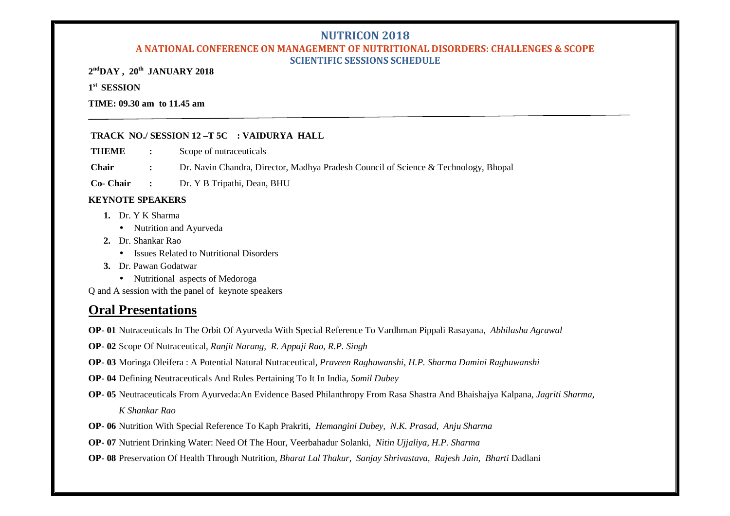# NUTRICON 2018

## A NATIONAL CONFERENCE ON MANAGEMENT OF NUTRITIONAL DISORDERS: CHALLENGES & SCOPE

### SCIENTIFIC SESSIONS SCHEDULE

**2nd DAY , 20th JANUARY 2018**

**1st SESSION**

**TIME: 09.30 am to 11.45 am**

---

**TRACK NO./ SESSION 12 –T 5C : VAIDURYA HALL**

**THEME** : Scope of nutraceuticals

**Chair** : Dr. Navin Chandra, Director, Madhya Pradesh Council of Science & Technology, Bhopal

**Co- Chair** : Dr. Y B Tripathi, Dean, BHU

**KEYNOTE SPEAKERS**

1. Dr. Y K Sharma
   - Nutrition and Ayurveda
2. Dr. Shankar Rao
   - Issues Related to Nutritional Disorders
3. Dr. Pawan Godatwar
   - Nutritional aspects of Medoroga

Q and A session with the panel of keynote speakers

## Oral Presentations

**OP- 01** Nutraceuticals In The Orbit Of Ayurveda With Special Reference To Vardhman Pippali Rasayana, *Abhilasha Agrawal*

**OP- 02** Scope Of Nutraceutical, *Ranjit Narang, R. Appaji Rao, R.P. Singh*

**OP- 03** Moringa Oleifera : A Potential Natural Nutraceutical, *Praveen Raghuwanshi, H.P. Sharma Damini Raghuwanshi*

**OP- 04** Defining Neutraceuticals And Rules Pertaining To It In India, *Somil Dubey*

**OP- 05** Neutraceuticals From Ayurveda:An Evidence Based Philanthropy From Rasa Shastra And Bhaishajya Kalpana, *Jagriti Sharma, K Shankar Rao*

**OP- 06** Nutrition With Special Reference To Kaph Prakriti, *Hemangini Dubey, N.K. Prasad, Anju Sharma*

**OP- 07** Nutrient Drinking Water: Need Of The Hour, Veerbahadur Solanki, *Nitin Ujjaliya, H.P. Sharma*

**OP- 08** Preservation Of Health Through Nutrition, *Bharat Lal Thakur, Sanjay Shrivastava, Rajesh Jain, Bharti* Dadlani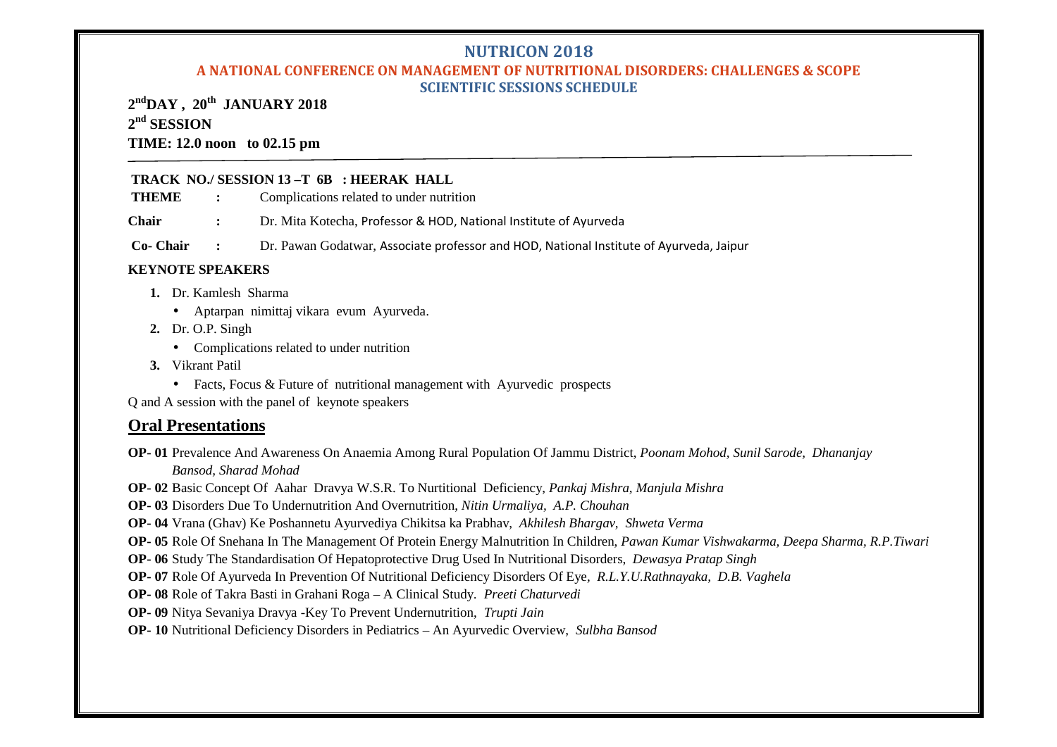# NUTRICON 2018

## A NATIONAL CONFERENCE ON MANAGEMENT OF NUTRITIONAL DISORDERS: CHALLENGES & SCOPE

### SCIENTIFIC SESSIONS SCHEDULE

**2nd DAY , 20th JANUARY 2018**

**2nd SESSION**

**TIME: 12.0 noon to 02.15 pm**

---

**TRACK NO./ SESSION 13 –T 6B : HEERAK HALL**

**THEME** : Complications related to under nutrition

**Chair** : Dr. Mita Kotecha, Professor & HOD, National Institute of Ayurveda

**Co- Chair** : Dr. Pawan Godatwar, Associate professor and HOD, National Institute of Ayurveda, Jaipur

**KEYNOTE SPEAKERS**

1. Dr. Kamlesh Sharma
   - Aptarpan nimittaj vikara evum Ayurveda.
2. Dr. O.P. Singh
   - Complications related to under nutrition
3. Vikrant Patil
   - Facts, Focus & Future of nutritional management with Ayurvedic prospects

Q and A session with the panel of keynote speakers

## Oral Presentations

**OP- 01** Prevalence And Awareness On Anaemia Among Rural Population Of Jammu District, *Poonam Mohod, Sunil Sarode, Dhananjay Bansod, Sharad Mohad*

**OP- 02** Basic Concept Of Aahar Dravya W.S.R. To Nurtitional Deficiency, *Pankaj Mishra, Manjula Mishra*

**OP- 03** Disorders Due To Undernutrition And Overnutrition, *Nitin Urmaliya, A.P. Chouhan*

**OP- 04** Vrana (Ghav) Ke Poshannetu Ayurvediya Chikitsa ka Prabhav, *Akhilesh Bhargav, Shweta Verma*

**OP- 05** Role Of Snehana In The Management Of Protein Energy Malnutrition In Children, *Pawan Kumar Vishwakarma, Deepa Sharma, R.P.Tiwari*

**OP- 06** Study The Standardisation Of Hepatoprotective Drug Used In Nutritional Disorders, *Dewasya Pratap Singh*

**OP- 07** Role Of Ayurveda In Prevention Of Nutritional Deficiency Disorders Of Eye, *R.L.Y.U.Rathnayaka, D.B. Vaghela*

**OP- 08** Role of Takra Basti in Grahani Roga – A Clinical Study. *Preeti Chaturvedi*

**OP- 09** Nitya Sevaniya Dravya -Key To Prevent Undernutrition, *Trupti Jain*

**OP- 10** Nutritional Deficiency Disorders in Pediatrics – An Ayurvedic Overview, *Sulbha Bansod*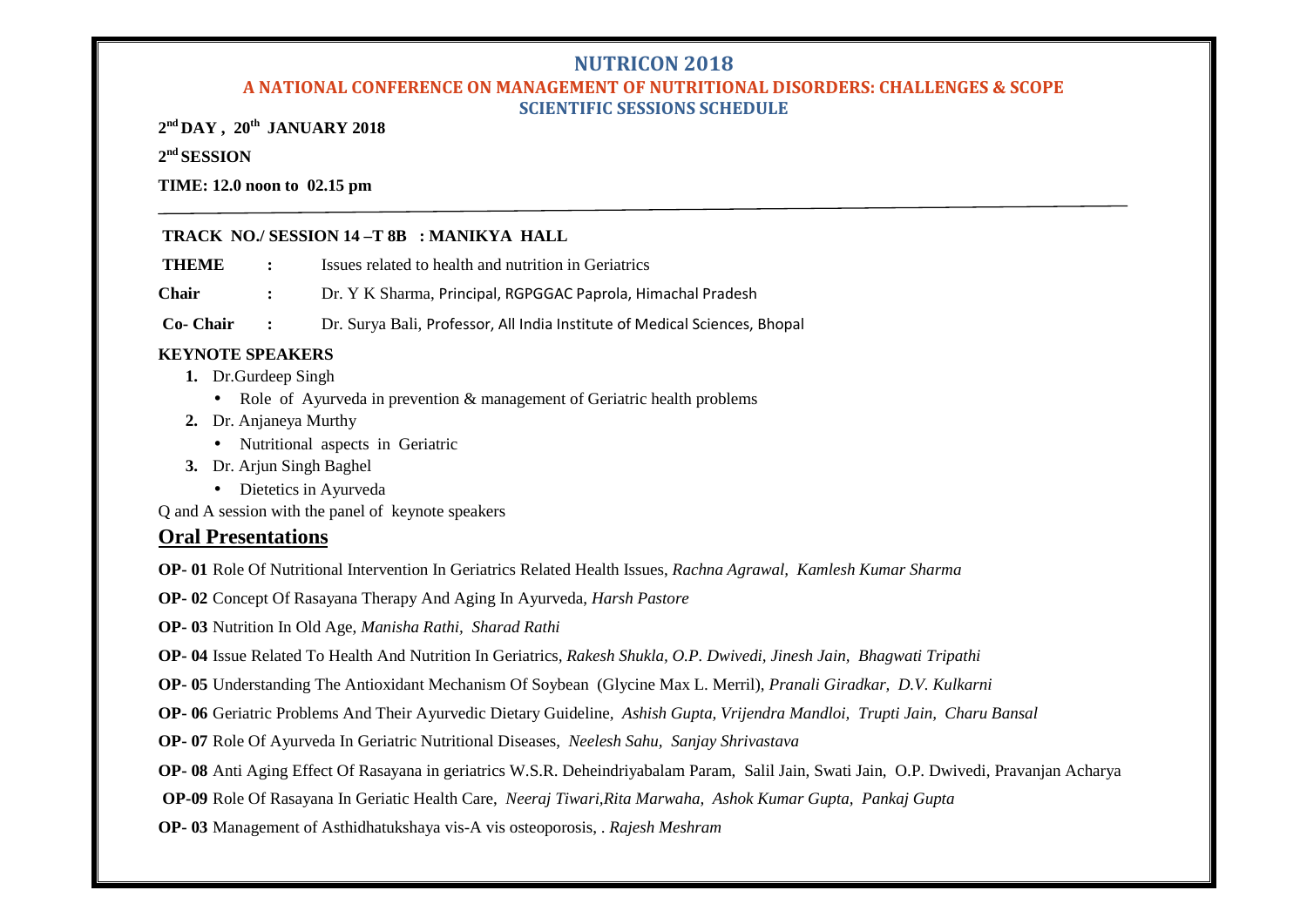# NUTRICON 2018

## A NATIONAL CONFERENCE ON MANAGEMENT OF NUTRITIONAL DISORDERS: CHALLENGES & SCOPE

### SCIENTIFIC SESSIONS SCHEDULE

**2nd DAY , 20th JANUARY 2018**

**2nd SESSION**

**TIME: 12.0 noon to 02.15 pm**

---

**TRACK NO./ SESSION 14 –T 8B : MANIKYA HALL**

**THEME** : Issues related to health and nutrition in Geriatrics

**Chair** : Dr. Y K Sharma, Principal, RGPGGAC Paprola, Himachal Pradesh

**Co- Chair** : Dr. Surya Bali, Professor, All India Institute of Medical Sciences, Bhopal

**KEYNOTE SPEAKERS**

1. Dr.Gurdeep Singh
   - Role of Ayurveda in prevention & management of Geriatric health problems
2. Dr. Anjaneya Murthy
   - Nutritional aspects in Geriatric
3. Dr. Arjun Singh Baghel
   - Dietetics in Ayurveda

Q and A session with the panel of keynote speakers

## Oral Presentations

**OP- 01** Role Of Nutritional Intervention In Geriatrics Related Health Issues, *Rachna Agrawal, Kamlesh Kumar Sharma*

**OP- 02** Concept Of Rasayana Therapy And Aging In Ayurveda, *Harsh Pastore*

**OP- 03** Nutrition In Old Age, *Manisha Rathi, Sharad Rathi*

**OP- 04** Issue Related To Health And Nutrition In Geriatrics, *Rakesh Shukla, O.P. Dwivedi, Jinesh Jain, Bhagwati Tripathi*

**OP- 05** Understanding The Antioxidant Mechanism Of Soybean (Glycine Max L. Merril), *Pranali Giradkar, D.V. Kulkarni*

**OP- 06** Geriatric Problems And Their Ayurvedic Dietary Guideline, *Ashish Gupta, Vrijendra Mandloi, Trupti Jain, Charu Bansal*

**OP- 07** Role Of Ayurveda In Geriatric Nutritional Diseases, *Neelesh Sahu, Sanjay Shrivastava*

**OP- 08** Anti Aging Effect Of Rasayana in geriatrics W.S.R. Deheindriyabalam Param, Salil Jain, Swati Jain, O.P. Dwivedi, Pravanjan Acharya

**OP-09** Role Of Rasayana In Geriatic Health Care, *Neeraj Tiwari,Rita Marwaha, Ashok Kumar Gupta, Pankaj Gupta*

**OP- 03** Management of Asthidhatukshaya vis-A vis osteoporosis, . *Rajesh Meshram*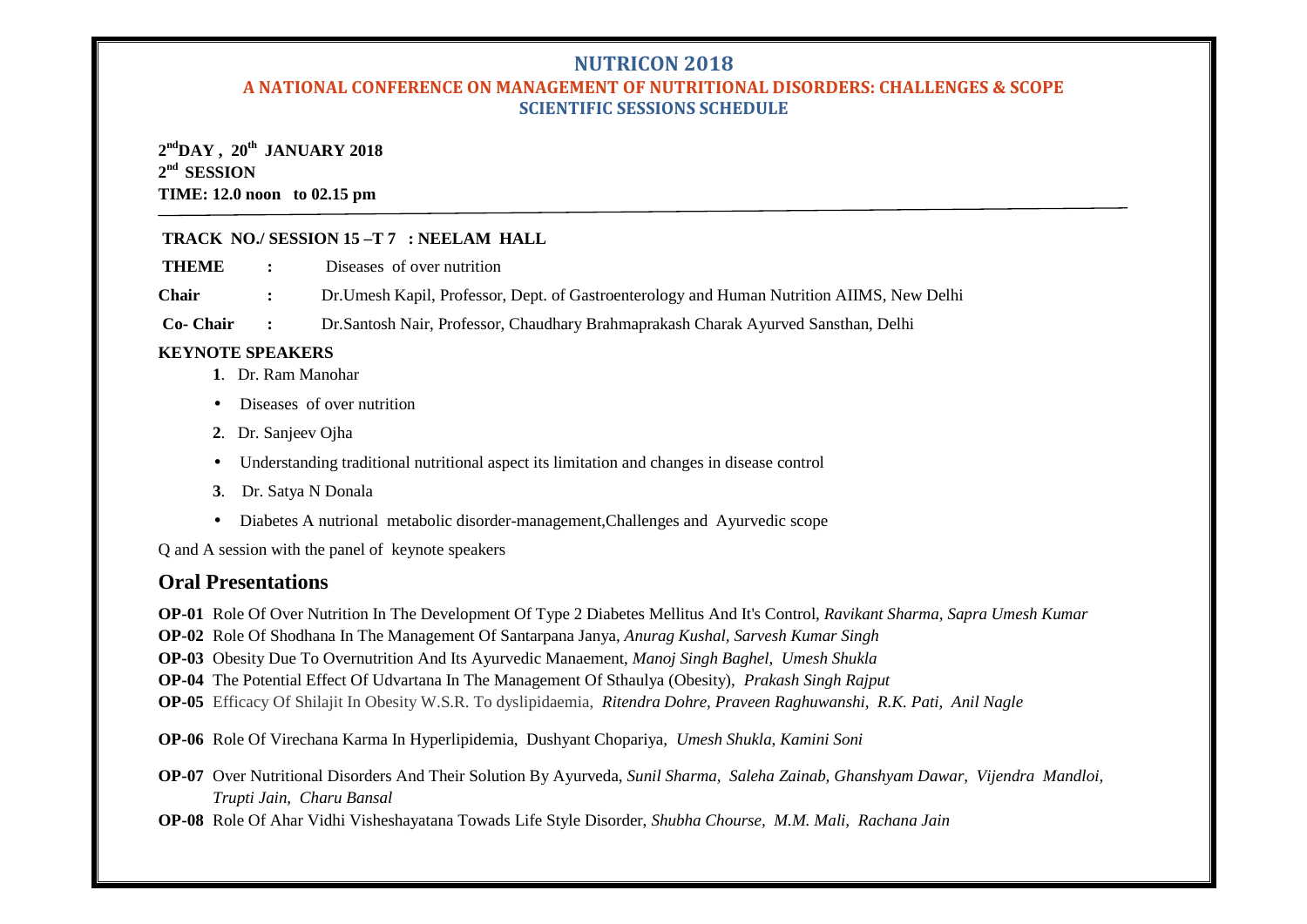# NUTRICON 2018

## A NATIONAL CONFERENCE ON MANAGEMENT OF NUTRITIONAL DISORDERS: CHALLENGES & SCOPE

### SCIENTIFIC SESSIONS SCHEDULE

**2nd DAY , 20th JANUARY 2018**
**2nd SESSION**
**TIME: 12.0 noon to 02.15 pm**

---

**TRACK NO./ SESSION 15 –T 7 : NEELAM HALL**

**THEME** : Diseases of over nutrition

**Chair** : Dr.Umesh Kapil, Professor, Dept. of Gastroenterology and Human Nutrition AIIMS, New Delhi

**Co- Chair** : Dr.Santosh Nair, Professor, Chaudhary Brahmaprakash Charak Ayurved Sansthan, Delhi

**KEYNOTE SPEAKERS**

**1**. Dr. Ram Manohar

- Diseases of over nutrition

**2**. Dr. Sanjeev Ojha

- Understanding traditional nutritional aspect its limitation and changes in disease control

**3**. Dr. Satya N Donala

- Diabetes A nutrional metabolic disorder-management,Challenges and Ayurvedic scope

Q and A session with the panel of keynote speakers

## Oral Presentations

**OP-01** Role Of Over Nutrition In The Development Of Type 2 Diabetes Mellitus And It's Control, *Ravikant Sharma, Sapra Umesh Kumar*

**OP-02** Role Of Shodhana In The Management Of Santarpana Janya, *Anurag Kushal, Sarvesh Kumar Singh*

**OP-03** Obesity Due To Overnutrition And Its Ayurvedic Manaement, *Manoj Singh Baghel, Umesh Shukla*

**OP-04** The Potential Effect Of Udvartana In The Management Of Sthaulya (Obesity), *Prakash Singh Rajput*

**OP-05** Efficacy Of Shilajit In Obesity W.S.R. To dyslipidaemia, *Ritendra Dohre, Praveen Raghuwanshi, R.K. Pati, Anil Nagle*

**OP-06** Role Of Virechana Karma In Hyperlipidemia, Dushyant Chopariya, *Umesh Shukla, Kamini Soni*

**OP-07** Over Nutritional Disorders And Their Solution By Ayurveda, *Sunil Sharma, Saleha Zainab, Ghanshyam Dawar, Vijendra Mandloi, Trupti Jain, Charu Bansal*

**OP-08** Role Of Ahar Vidhi Visheshayatana Towads Life Style Disorder, *Shubha Chourse, M.M. Mali, Rachana Jain*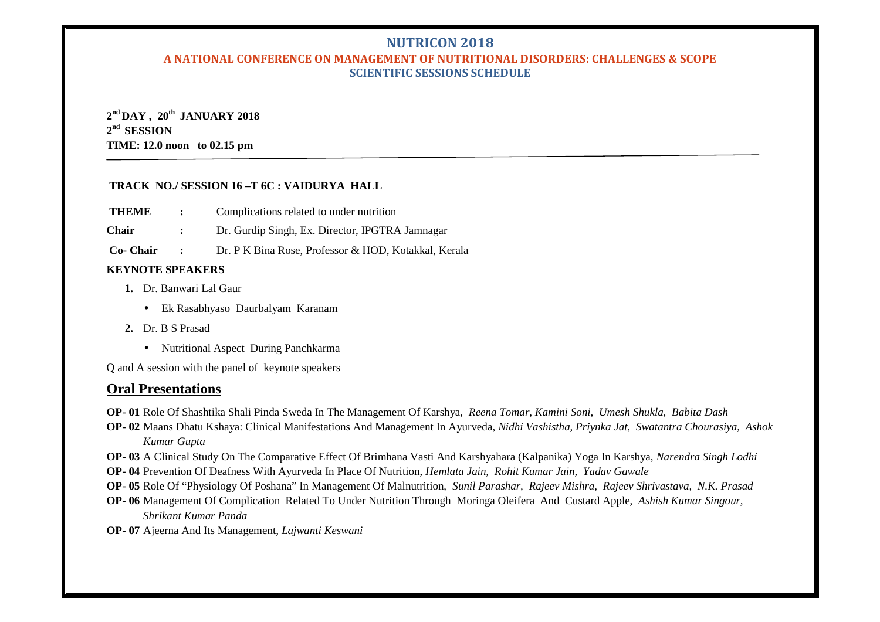# NUTRICON 2018

## A NATIONAL CONFERENCE ON MANAGEMENT OF NUTRITIONAL DISORDERS: CHALLENGES & SCOPE

### SCIENTIFIC SESSIONS SCHEDULE

**2nd DAY , 20th JANUARY 2018**
**2nd SESSION**
**TIME: 12.0 noon to 02.15 pm**

---

**TRACK NO./ SESSION 16 –T 6C : VAIDURYA HALL**

**THEME** : Complications related to under nutrition

**Chair** : Dr. Gurdip Singh, Ex. Director, IPGTRA Jamnagar

**Co- Chair** : Dr. P K Bina Rose, Professor & HOD, Kotakkal, Kerala

**KEYNOTE SPEAKERS**

1. Dr. Banwari Lal Gaur
   - Ek Rasabhyaso Daurbalyam Karanam
2. Dr. B S Prasad
   - Nutritional Aspect During Panchkarma

Q and A session with the panel of keynote speakers

## Oral Presentations

**OP- 01** Role Of Shashtika Shali Pinda Sweda In The Management Of Karshya, *Reena Tomar, Kamini Soni, Umesh Shukla, Babita Dash*

**OP- 02** Maans Dhatu Kshaya: Clinical Manifestations And Management In Ayurveda, *Nidhi Vashistha, Priynka Jat, Swatantra Chourasiya, Ashok Kumar Gupta*

**OP- 03** A Clinical Study On The Comparative Effect Of Brimhana Vasti And Karshyahara (Kalpanika) Yoga In Karshya, *Narendra Singh Lodhi*

**OP- 04** Prevention Of Deafness With Ayurveda In Place Of Nutrition, *Hemlata Jain, Rohit Kumar Jain, Yadav Gawale*

**OP- 05** Role Of "Physiology Of Poshana" In Management Of Malnutrition, *Sunil Parashar, Rajeev Mishra, Rajeev Shrivastava, N.K. Prasad*

**OP- 06** Management Of Complication Related To Under Nutrition Through Moringa Oleifera And Custard Apple, *Ashish Kumar Singour, Shrikant Kumar Panda*

**OP- 07** Ajeerna And Its Management, *Lajwanti Keswani*